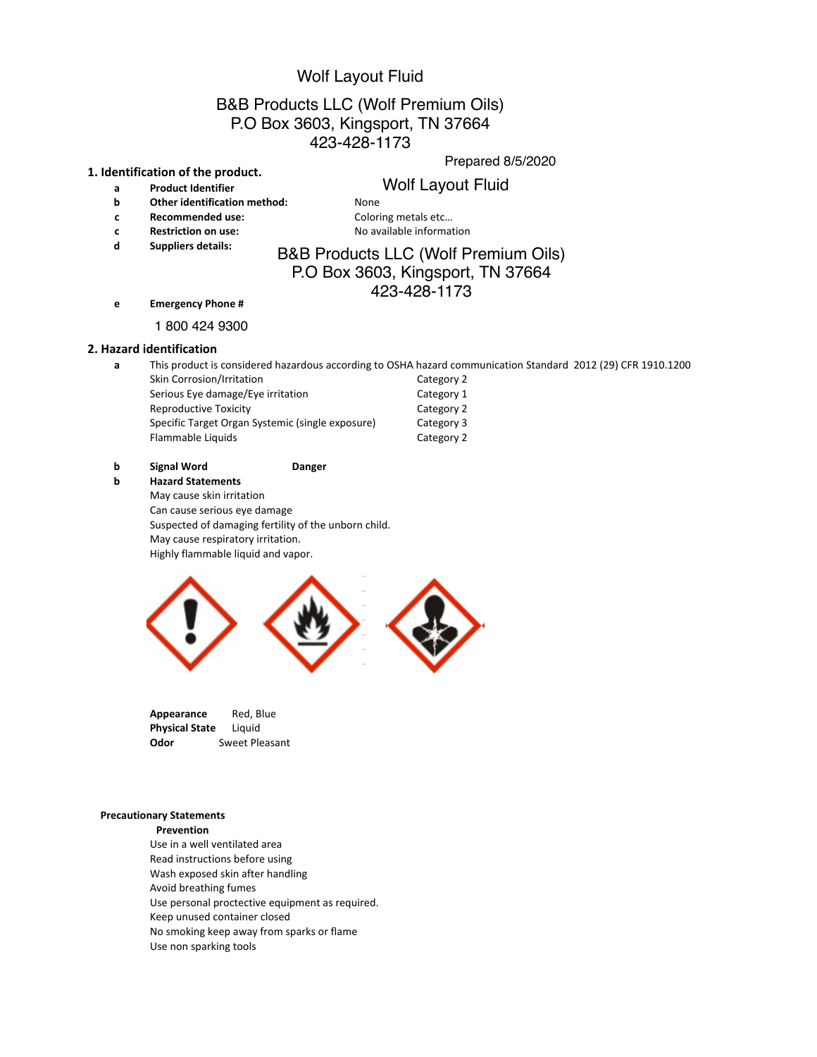# Wolf Layout Fluid

B&B Products LLC (Wolf Premium Oils)
P.O Box 3603, Kingsport, TN 37664
423-428-1173

Prepared 8/5/2020

## 1. Identification of the product.

| | | |
|---|---|---|
| a | **Product Identifier** | Wolf Layout Fluid |
| b | **Other identification method:** | None |
| c | **Recommended use:** | Coloring metals etc… |
| c | **Restriction on use:** | No available information |
| d | **Suppliers details:** | B&B Products LLC (Wolf Premium Oils) P.O Box 3603, Kingsport, TN 37664 423-428-1173 |
| e | **Emergency Phone #** | |

1 800 424 9300

## 2. Hazard identification

a This product is considered hazardous according to OSHA hazard communication Standard 2012 (29) CFR 1910.1200

| | |
|---|---|
| Skin Corrosion/Irritation | Category 2 |
| Serious Eye damage/Eye irritation | Category 1 |
| Reproductive Toxicity | Category 2 |
| Specific Target Organ Systemic (single exposure) | Category 3 |
| Flammable Liquids | Category 2 |

b **Signal Word** **Danger**

b **Hazard Statements**

May cause skin irritation
Can cause serious eye damage
Suspected of damaging fertility of the unborn child.
May cause respiratory irritation.
Highly flammable liquid and vapor.

**Appearance** Red, Blue
**Physical State** Liquid
**Odor** Sweet Pleasant

**Precautionary Statements**

**Prevention**

Use in a well ventilated area
Read instructions before using
Wash exposed skin after handling
Avoid breathing fumes
Use personal proctective equipment as required.
Keep unused container closed
No smoking keep away from sparks or flame
Use non sparking tools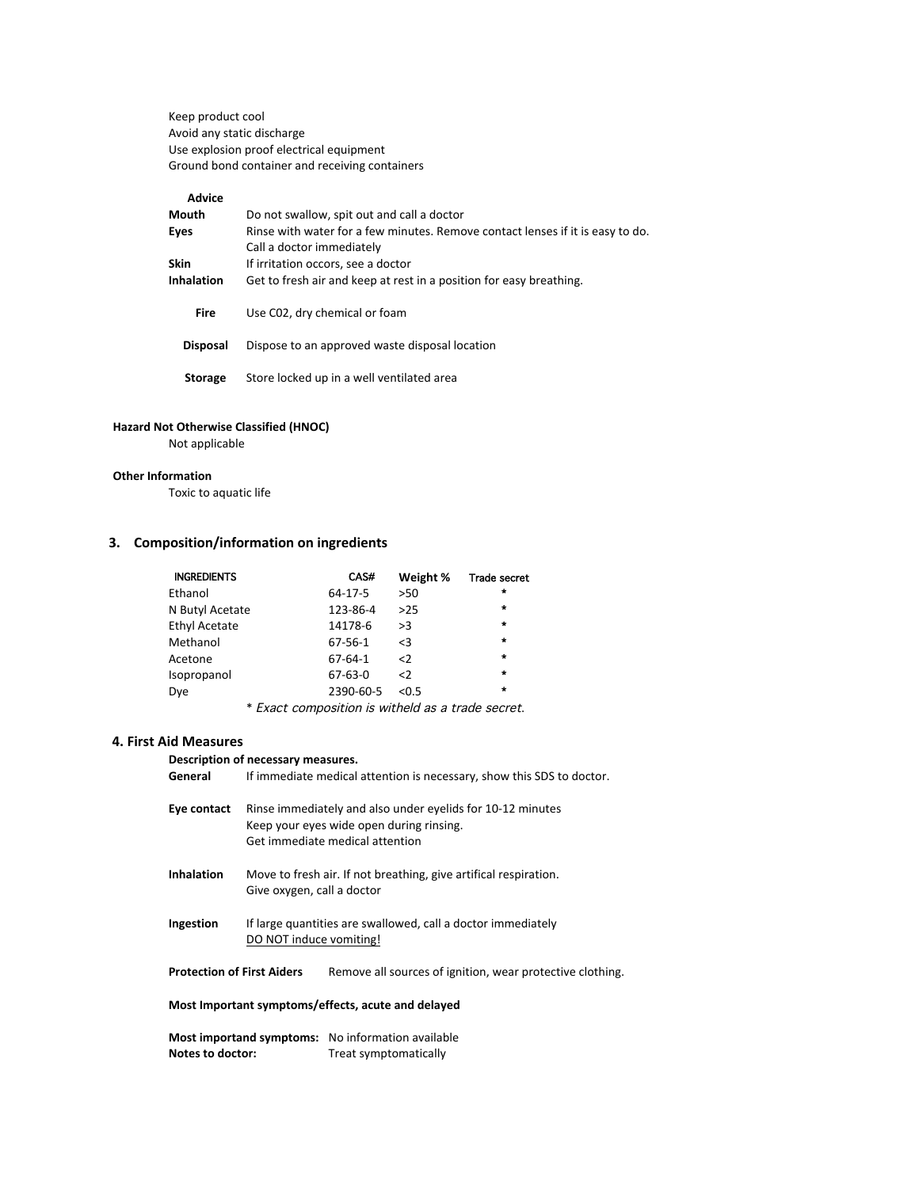Keep product cool
Avoid any static discharge
Use explosion proof electrical equipment
Ground bond container and receiving containers

**Advice**

**Mouth** Do not swallow, spit out and call a doctor

**Eyes** Rinse with water for a few minutes. Remove contact lenses if it is easy to do. Call a doctor immediately

**Skin** If irritation occors, see a doctor

**Inhalation** Get to fresh air and keep at rest in a position for easy breathing.

**Fire** Use C02, dry chemical or foam

**Disposal** Dispose to an approved waste disposal location

**Storage** Store locked up in a well ventilated area

**Hazard Not Otherwise Classified (HNOC)**

Not applicable

**Other Information**

Toxic to aquatic life

## 3. Composition/information on ingredients

| INGREDIENTS | CAS# | Weight % | Trade secret |
|---|---|---|---|
| Ethanol | 64-17-5 | >50 | * |
| N Butyl Acetate | 123-86-4 | >25 | * |
| Ethyl Acetate | 14178-6 | >3 | * |
| Methanol | 67-56-1 | <3 | * |
| Acetone | 67-64-1 | <2 | * |
| Isopropanol | 67-63-0 | <2 | * |
| Dye | 2390-60-5 | <0.5 | * |

* *Exact composition is witheld as a trade secret.*

## 4. First Aid Measures

**Description of necessary measures.**

**General** If immediate medical attention is necessary, show this SDS to doctor.

**Eye contact** Rinse immediately and also under eyelids for 10-12 minutes
Keep your eyes wide open during rinsing.
Get immediate medical attention

**Inhalation** Move to fresh air. If not breathing, give artifical respiration.
Give oxygen, call a doctor

**Ingestion** If large quantities are swallowed, call a doctor immediately
DO NOT induce vomiting!

**Protection of First Aiders** Remove all sources of ignition, wear protective clothing.

**Most Important symptoms/effects, acute and delayed**

**Most importand symptoms:** No information available

**Notes to doctor:** Treat symptomatically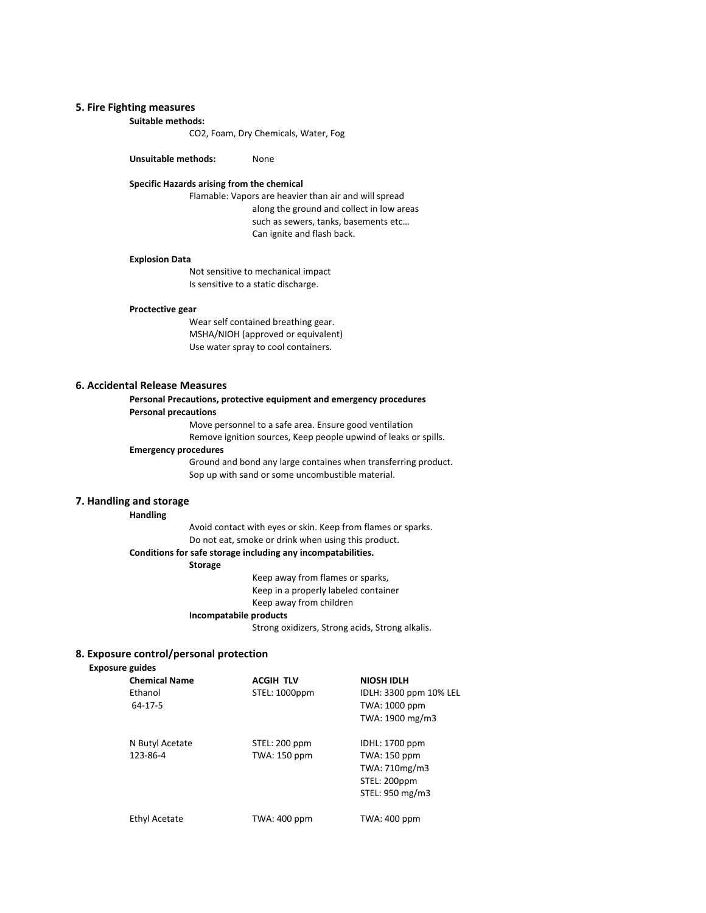## 5. Fire Fighting measures

**Suitable methods:**

CO2, Foam, Dry Chemicals, Water, Fog

**Unsuitable methods:** None

**Specific Hazards arising from the chemical**

Flamable: Vapors are heavier than air and will spread along the ground and collect in low areas such as sewers, tanks, basements etc… Can ignite and flash back.

**Explosion Data**

Not sensitive to mechanical impact
Is sensitive to a static discharge.

**Proctective gear**

Wear self contained breathing gear.
MSHA/NIOH (approved or equivalent)
Use water spray to cool containers.

## 6. Accidental Release Measures

**Personal Precautions, protective equipment and emergency procedures**

**Personal precautions**

Move personnel to a safe area. Ensure good ventilation
Remove ignition sources, Keep people upwind of leaks or spills.

**Emergency procedures**

Ground and bond any large containes when transferring product.
Sop up with sand or some uncombustible material.

## 7. Handling and storage

**Handling**

Avoid contact with eyes or skin. Keep from flames or sparks.
Do not eat, smoke or drink when using this product.

**Conditions for safe storage including any incompatabilities.**

**Storage**

Keep away from flames or sparks,
Keep in a properly labeled container
Keep away from children

**Incompatabile products**

Strong oxidizers, Strong acids, Strong alkalis.

## 8. Exposure control/personal protection

**Exposure guides**

| Chemical Name | ACGIH TLV | NIOSH IDLH |
|---|---|---|
| Ethanol<br>64-17-5 | STEL: 1000ppm | IDLH: 3300 ppm 10% LEL<br>TWA: 1000 ppm<br>TWA: 1900 mg/m3 |
| N Butyl Acetate<br>123-86-4 | STEL: 200 ppm<br>TWA: 150 ppm | IDHL: 1700 ppm<br>TWA: 150 ppm<br>TWA: 710mg/m3<br>STEL: 200ppm<br>STEL: 950 mg/m3 |
| Ethyl Acetate | TWA: 400 ppm | TWA: 400 ppm |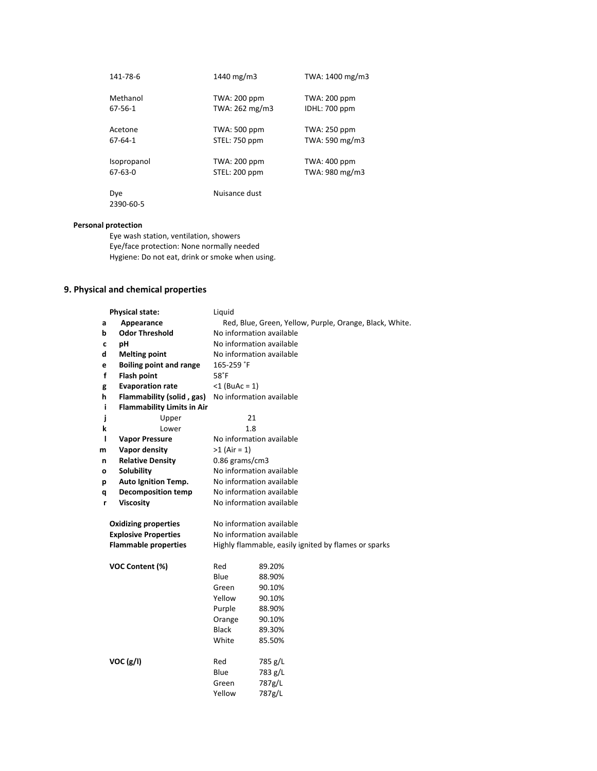| | | |
|---|---|---|
| 141-78-6 | 1440 mg/m3 | TWA: 1400 mg/m3 |
| Methanol<br>67-56-1 | TWA: 200 ppm<br>TWA: 262 mg/m3 | TWA: 200 ppm<br>IDHL: 700 ppm |
| Acetone<br>67-64-1 | TWA: 500 ppm<br>STEL: 750 ppm | TWA: 250 ppm<br>TWA: 590 mg/m3 |
| Isopropanol<br>67-63-0 | TWA: 200 ppm<br>STEL: 200 ppm | TWA: 400 ppm<br>TWA: 980 mg/m3 |
| Dye<br>2390-60-5 | Nuisance dust | |

**Personal protection**

Eye wash station, ventilation, showers
Eye/face protection: None normally needed
Hygiene: Do not eat, drink or smoke when using.

## 9. Physical and chemical properties

| | | |
|---|---|---|
| | **Physical state:** | Liquid |
| a | **Appearance** | Red, Blue, Green, Yellow, Purple, Orange, Black, White. |
| b | **Odor Threshold** | No information available |
| c | **pH** | No information available |
| d | **Melting point** | No information available |
| e | **Boiling point and range** | 165-259 ˚F |
| f | **Flash point** | 58˚F |
| g | **Evaporation rate** | <1 (BuAc = 1) |
| h | **Flammability (solid , gas)** | No information available |
| i | **Flammability Limits in Air** | |
| j | Upper | 21 |
| k | Lower | 1.8 |
| l | **Vapor Pressure** | No information available |
| m | **Vapor density** | >1 (Air = 1) |
| n | **Relative Density** | 0.86 grams/cm3 |
| o | **Solubility** | No information available |
| p | **Auto Ignition Temp.** | No information available |
| q | **Decomposition temp** | No information available |
| r | **Viscosity** | No information available |

| | |
|---|---|
| **Oxidizing properties** | No information available |
| **Explosive Properties** | No information available |
| **Flammable properties** | Highly flammable, easily ignited by flames or sparks |

| **VOC Content (%)** | | |
|---|---|---|
| | Red | 89.20% |
| | Blue | 88.90% |
| | Green | 90.10% |
| | Yellow | 90.10% |
| | Purple | 88.90% |
| | Orange | 90.10% |
| | Black | 89.30% |
| | White | 85.50% |

| **VOC (g/l)** | | |
|---|---|---|
| | Red | 785 g/L |
| | Blue | 783 g/L |
| | Green | 787g/L |
| | Yellow | 787g/L |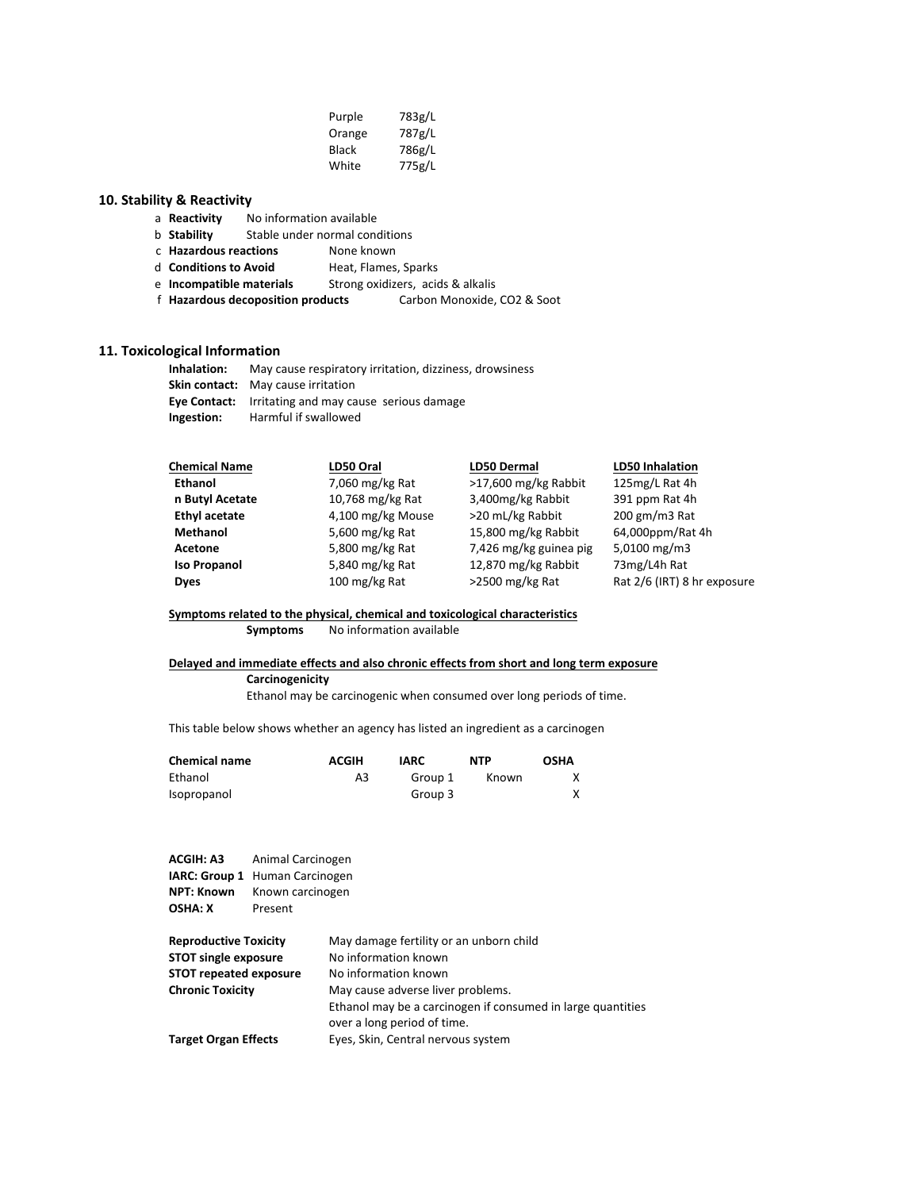| | |
|---|---|
| Purple | 783g/L |
| Orange | 787g/L |
| Black | 786g/L |
| White | 775g/L |

## 10. Stability & Reactivity

a **Reactivity** No information available
b **Stability** Stable under normal conditions
c **Hazardous reactions** None known
d **Conditions to Avoid** Heat, Flames, Sparks
e **Incompatible materials** Strong oxidizers, acids & alkalis
f **Hazardous decoposition products** Carbon Monoxide, CO2 & Soot

## 11. Toxicological Information

**Inhalation:** May cause respiratory irritation, dizziness, drowsiness
**Skin contact:** May cause irritation
**Eye Contact:** Irritating and may cause serious damage
**Ingestion:** Harmful if swallowed

| Chemical Name | LD50 Oral | LD50 Dermal | LD50 Inhalation |
|---|---|---|---|
| **Ethanol** | 7,060 mg/kg Rat | >17,600 mg/kg Rabbit | 125mg/L Rat 4h |
| **n Butyl Acetate** | 10,768 mg/kg Rat | 3,400mg/kg Rabbit | 391 ppm Rat 4h |
| **Ethyl acetate** | 4,100 mg/kg Mouse | >20 mL/kg Rabbit | 200 gm/m3 Rat |
| **Methanol** | 5,600 mg/kg Rat | 15,800 mg/kg Rabbit | 64,000ppm/Rat 4h |
| **Acetone** | 5,800 mg/kg Rat | 7,426 mg/kg guinea pig | 5,0100 mg/m3 |
| **Iso Propanol** | 5,840 mg/kg Rat | 12,870 mg/kg Rabbit | 73mg/L4h Rat |
| **Dyes** | 100 mg/kg Rat | >2500 mg/kg Rat | Rat 2/6 (IRT) 8 hr exposure |

**Symptoms related to the physical, chemical and toxicological characteristics**

**Symptoms** No information available

**Delayed and immediate effects and also chronic effects from short and long term exposure**

**Carcinogenicity**

Ethanol may be carcinogenic when consumed over long periods of time.

This table below shows whether an agency has listed an ingredient as a carcinogen

| Chemical name | ACGIH | IARC | NTP | OSHA |
|---|---|---|---|---|
| Ethanol | A3 | Group 1 | Known | X |
| Isopropanol | | Group 3 | | X |

**ACGIH: A3** Animal Carcinogen
**IARC: Group 1** Human Carcinogen
**NPT: Known** Known carcinogen
**OSHA: X** Present

**Reproductive Toxicity** May damage fertility or an unborn child
**STOT single exposure** No information known
**STOT repeated exposure** No information known
**Chronic Toxicity** May cause adverse liver problems.
Ethanol may be a carcinogen if consumed in large quantities over a long period of time.
**Target Organ Effects** Eyes, Skin, Central nervous system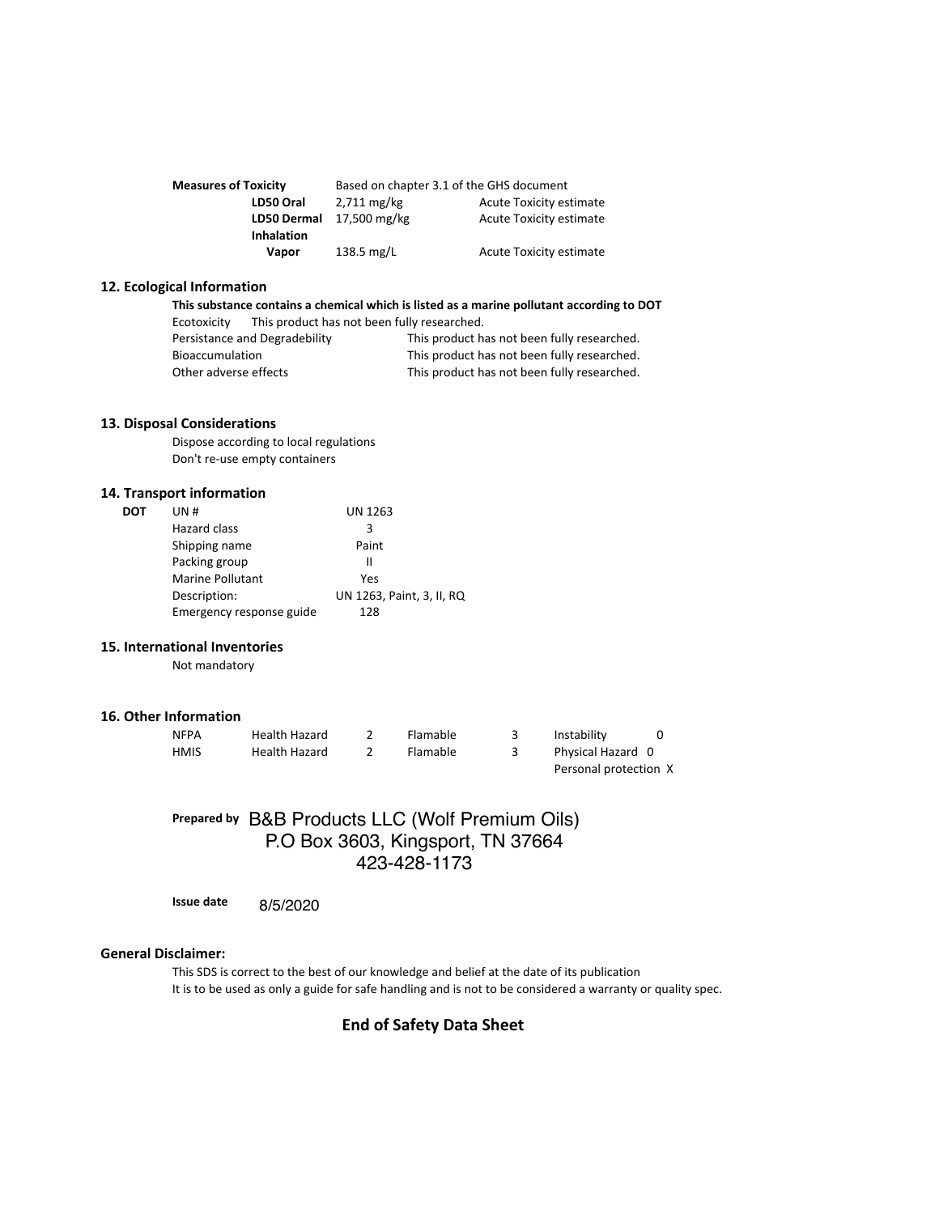| | | |
|---|---|---|
| **Measures of Toxicity** | Based on chapter 3.1 of the GHS document | |
| **LD50 Oral** | 2,711 mg/kg | Acute Toxicity estimate |
| **LD50 Dermal** | 17,500 mg/kg | Acute Toxicity estimate |
| **Inhalation Vapor** | 138.5 mg/L | Acute Toxicity estimate |

## 12. Ecological Information

**This substance contains a chemical which is listed as a marine pollutant according to DOT**

| | |
|---|---|
| Ecotoxicity | This product has not been fully researched. |
| Persistance and Degradebility | This product has not been fully researched. |
| Bioaccumulation | This product has not been fully researched. |
| Other adverse effects | This product has not been fully researched. |

## 13. Disposal Considerations

Dispose according to local regulations
Don't re-use empty containers

## 14. Transport information

| | | |
|---|---|---|
| **DOT** | UN # | UN 1263 |
| | Hazard class | 3 |
| | Shipping name | Paint |
| | Packing group | II |
| | Marine Pollutant | Yes |
| | Description: | UN 1263, Paint, 3, II, RQ |
| | Emergency response guide | 128 |

## 15. International Inventories

Not mandatory

## 16. Other Information

| | | | | | | |
|---|---|---|---|---|---|---|
| NFPA | Health Hazard | 2 | Flamable | 3 | Instability | 0 |
| HMIS | Health Hazard | 2 | Flamable | 3 | Physical Hazard | 0 |
| | | | | | Personal protection | X |

**Prepared by** B&B Products LLC (Wolf Premium Oils)
P.O Box 3603, Kingsport, TN 37664
423-428-1173

**Issue date** 8/5/2020

**General Disclaimer:**

This SDS is correct to the best of our knowledge and belief at the date of its publication
It is to be used as only a guide for safe handling and is not to be considered a warranty or quality spec.

**End of Safety Data Sheet**